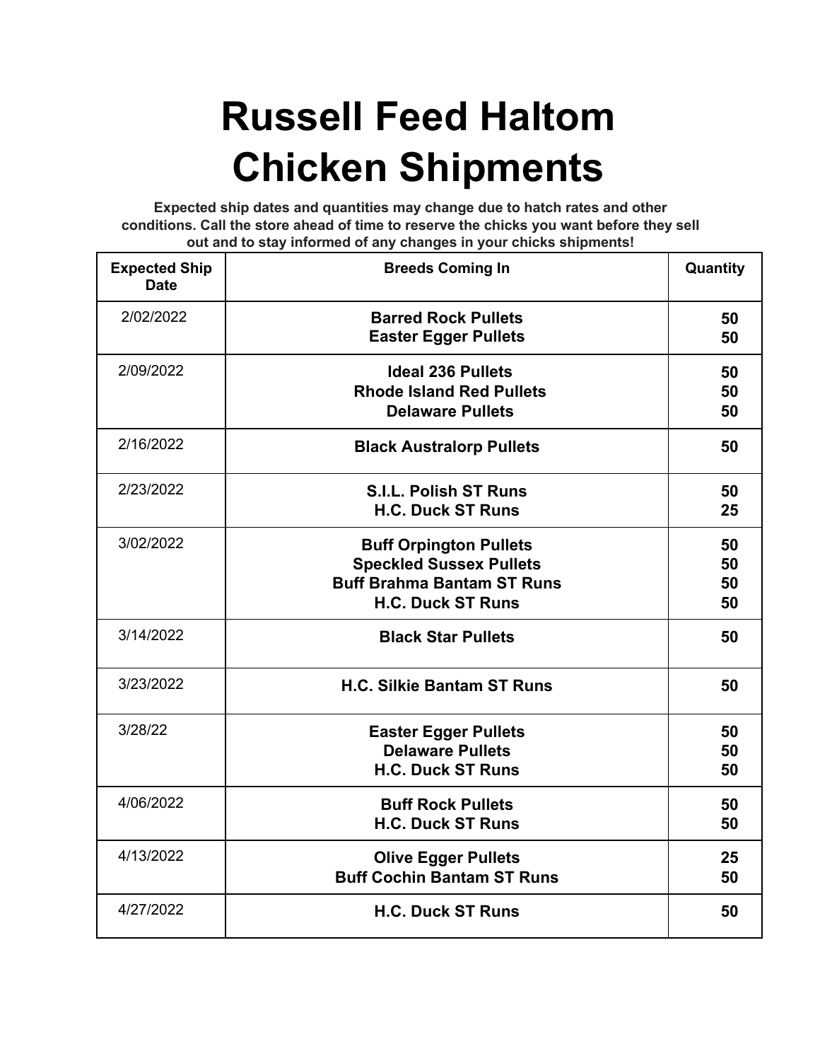# Russell Feed Haltom Chicken Shipments

**Expected ship dates and quantities may change due to hatch rates and other conditions. Call the store ahead of time to reserve the chicks you want before they sell out and to stay informed of any changes in your chicks shipments!**

| Expected Ship Date | Breeds Coming In | Quantity |
|---|---|---|
| 2/02/2022 | **Barred Rock Pullets**<br>**Easter Egger Pullets** | **50**<br>**50** |
| 2/09/2022 | **Ideal 236 Pullets**<br>**Rhode Island Red Pullets**<br>**Delaware Pullets** | **50**<br>**50**<br>**50** |
| 2/16/2022 | **Black Australorp Pullets** | **50** |
| 2/23/2022 | **S.I.L. Polish ST Runs**<br>**H.C. Duck ST Runs** | **50**<br>**25** |
| 3/02/2022 | **Buff Orpington Pullets**<br>**Speckled Sussex Pullets**<br>**Buff Brahma Bantam ST Runs**<br>**H.C. Duck ST Runs** | **50**<br>**50**<br>**50**<br>**50** |
| 3/14/2022 | **Black Star Pullets** | **50** |
| 3/23/2022 | **H.C. Silkie Bantam ST Runs** | **50** |
| 3/28/22 | **Easter Egger Pullets**<br>**Delaware Pullets**<br>**H.C. Duck ST Runs** | **50**<br>**50**<br>**50** |
| 4/06/2022 | **Buff Rock Pullets**<br>**H.C. Duck ST Runs** | **50**<br>**50** |
| 4/13/2022 | **Olive Egger Pullets**<br>**Buff Cochin Bantam ST Runs** | **25**<br>**50** |
| 4/27/2022 | **H.C. Duck ST Runs** | **50** |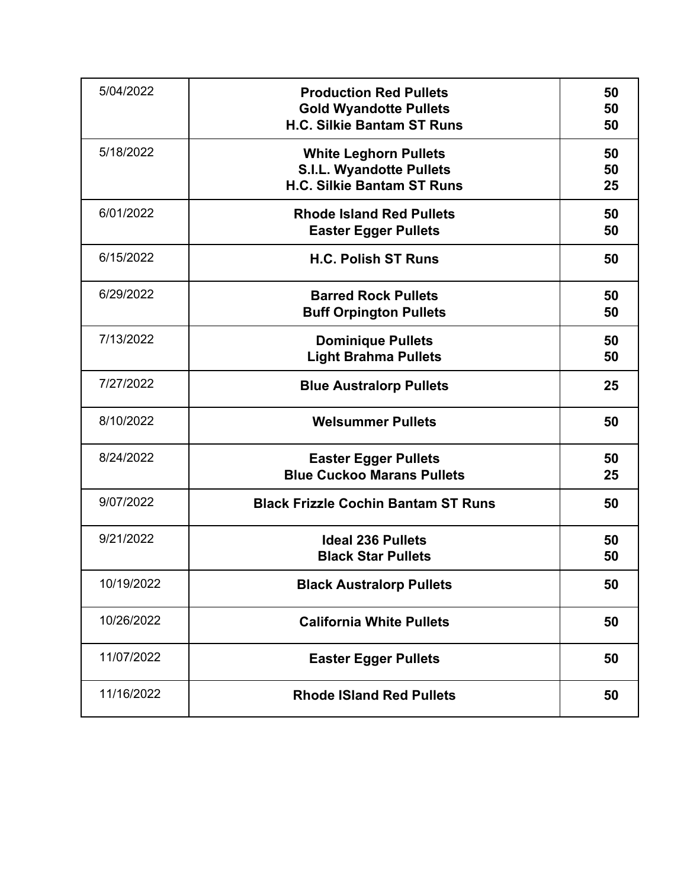| | | |
|---|---|---|
| 5/04/2022 | **Production Red Pullets**<br>**Gold Wyandotte Pullets**<br>**H.C. Silkie Bantam ST Runs** | **50**<br>**50**<br>**50** |
| 5/18/2022 | **White Leghorn Pullets**<br>**S.I.L. Wyandotte Pullets**<br>**H.C. Silkie Bantam ST Runs** | **50**<br>**50**<br>**25** |
| 6/01/2022 | **Rhode Island Red Pullets**<br>**Easter Egger Pullets** | **50**<br>**50** |
| 6/15/2022 | **H.C. Polish ST Runs** | **50** |
| 6/29/2022 | **Barred Rock Pullets**<br>**Buff Orpington Pullets** | **50**<br>**50** |
| 7/13/2022 | **Dominique Pullets**<br>**Light Brahma Pullets** | **50**<br>**50** |
| 7/27/2022 | **Blue Australorp Pullets** | **25** |
| 8/10/2022 | **Welsummer Pullets** | **50** |
| 8/24/2022 | **Easter Egger Pullets**<br>**Blue Cuckoo Marans Pullets** | **50**<br>**25** |
| 9/07/2022 | **Black Frizzle Cochin Bantam ST Runs** | **50** |
| 9/21/2022 | **Ideal 236 Pullets**<br>**Black Star Pullets** | **50**<br>**50** |
| 10/19/2022 | **Black Australorp Pullets** | **50** |
| 10/26/2022 | **California White Pullets** | **50** |
| 11/07/2022 | **Easter Egger Pullets** | **50** |
| 11/16/2022 | **Rhode ISland Red Pullets** | **50** |